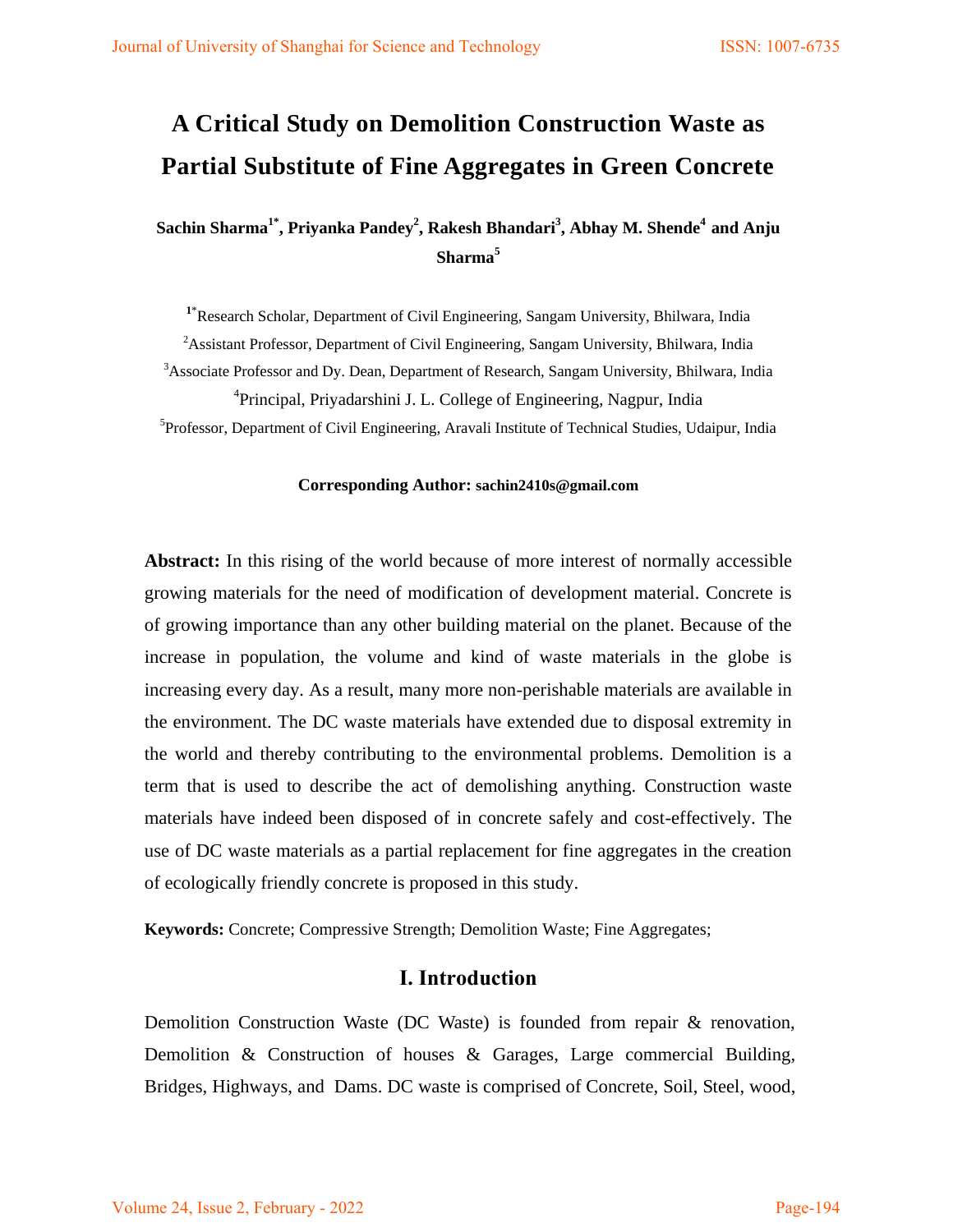# A Critical Study on Demolition Construction Waste as Partial Substitute of Fine Aggregates in Green Concrete

**Sachin Sharma[1*], Priyanka Pandey[2], Rakesh Bhandari[3], Abhay M. Shende[4] and Anju Sharma[5]**

[1*]Research Scholar, Department of Civil Engineering, Sangam University, Bhilwara, India

[2]Assistant Professor, Department of Civil Engineering, Sangam University, Bhilwara, India

[3]Associate Professor and Dy. Dean, Department of Research, Sangam University, Bhilwara, India

[4]Principal, Priyadarshini J. L. College of Engineering, Nagpur, India

[5]Professor, Department of Civil Engineering, Aravali Institute of Technical Studies, Udaipur, India

**Corresponding Author: sachin2410s@gmail.com**

**Abstract:** In this rising of the world because of more interest of normally accessible growing materials for the need of modification of development material. Concrete is of growing importance than any other building material on the planet. Because of the increase in population, the volume and kind of waste materials in the globe is increasing every day. As a result, many more non-perishable materials are available in the environment. The DC waste materials have extended due to disposal extremity in the world and thereby contributing to the environmental problems. Demolition is a term that is used to describe the act of demolishing anything. Construction waste materials have indeed been disposed of in concrete safely and cost-effectively. The use of DC waste materials as a partial replacement for fine aggregates in the creation of ecologically friendly concrete is proposed in this study.

**Keywords:** Concrete; Compressive Strength; Demolition Waste; Fine Aggregates;

## I. Introduction

Demolition Construction Waste (DC Waste) is founded from repair & renovation, Demolition & Construction of houses & Garages, Large commercial Building, Bridges, Highways, and Dams. DC waste is comprised of Concrete, Soil, Steel, wood,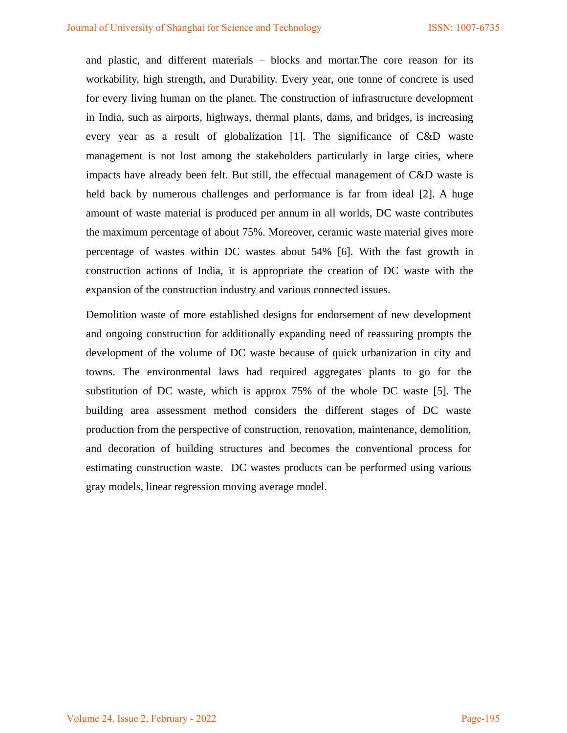and plastic, and different materials – blocks and mortar.The core reason for its workability, high strength, and Durability. Every year, one tonne of concrete is used for every living human on the planet. The construction of infrastructure development in India, such as airports, highways, thermal plants, dams, and bridges, is increasing every year as a result of globalization [1]. The significance of C&D waste management is not lost among the stakeholders particularly in large cities, where impacts have already been felt. But still, the effectual management of C&D waste is held back by numerous challenges and performance is far from ideal [2]. A huge amount of waste material is produced per annum in all worlds, DC waste contributes the maximum percentage of about 75%. Moreover, ceramic waste material gives more percentage of wastes within DC wastes about 54% [6]. With the fast growth in construction actions of India, it is appropriate the creation of DC waste with the expansion of the construction industry and various connected issues.

Demolition waste of more established designs for endorsement of new development and ongoing construction for additionally expanding need of reassuring prompts the development of the volume of DC waste because of quick urbanization in city and towns. The environmental laws had required aggregates plants to go for the substitution of DC waste, which is approx 75% of the whole DC waste [5]. The building area assessment method considers the different stages of DC waste production from the perspective of construction, renovation, maintenance, demolition, and decoration of building structures and becomes the conventional process for estimating construction waste. DC wastes products can be performed using various gray models, linear regression moving average model.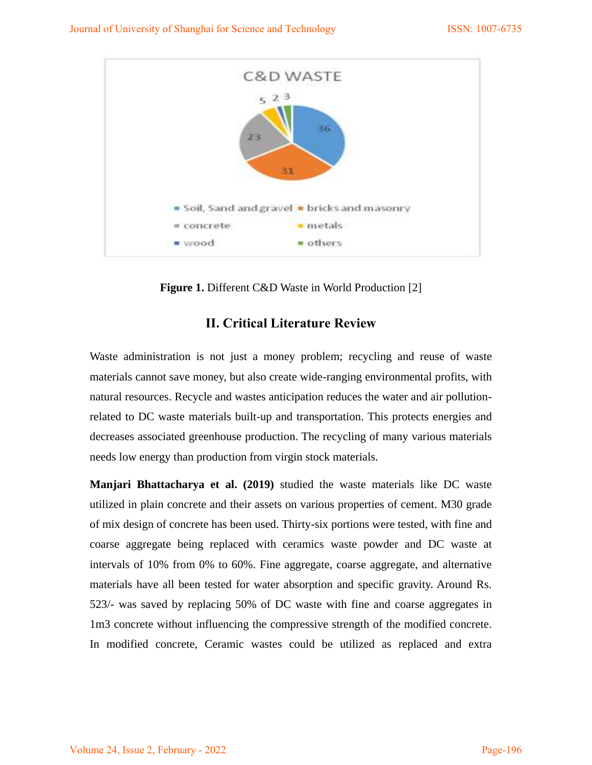Figure 1. **Figure 1.** Different C&D Waste in World Production [2]

## II. Critical Literature Review

Waste administration is not just a money problem; recycling and reuse of waste materials cannot save money, but also create wide-ranging environmental profits, with natural resources. Recycle and wastes anticipation reduces the water and air pollution-related to DC waste materials built-up and transportation. This protects energies and decreases associated greenhouse production. The recycling of many various materials needs low energy than production from virgin stock materials.

**Manjari Bhattacharya et al. (2019)** studied the waste materials like DC waste utilized in plain concrete and their assets on various properties of cement. M30 grade of mix design of concrete has been used. Thirty-six portions were tested, with fine and coarse aggregate being replaced with ceramics waste powder and DC waste at intervals of 10% from 0% to 60%. Fine aggregate, coarse aggregate, and alternative materials have all been tested for water absorption and specific gravity. Around Rs. 523/- was saved by replacing 50% of DC waste with fine and coarse aggregates in 1m3 concrete without influencing the compressive strength of the modified concrete. In modified concrete, Ceramic wastes could be utilized as replaced and extra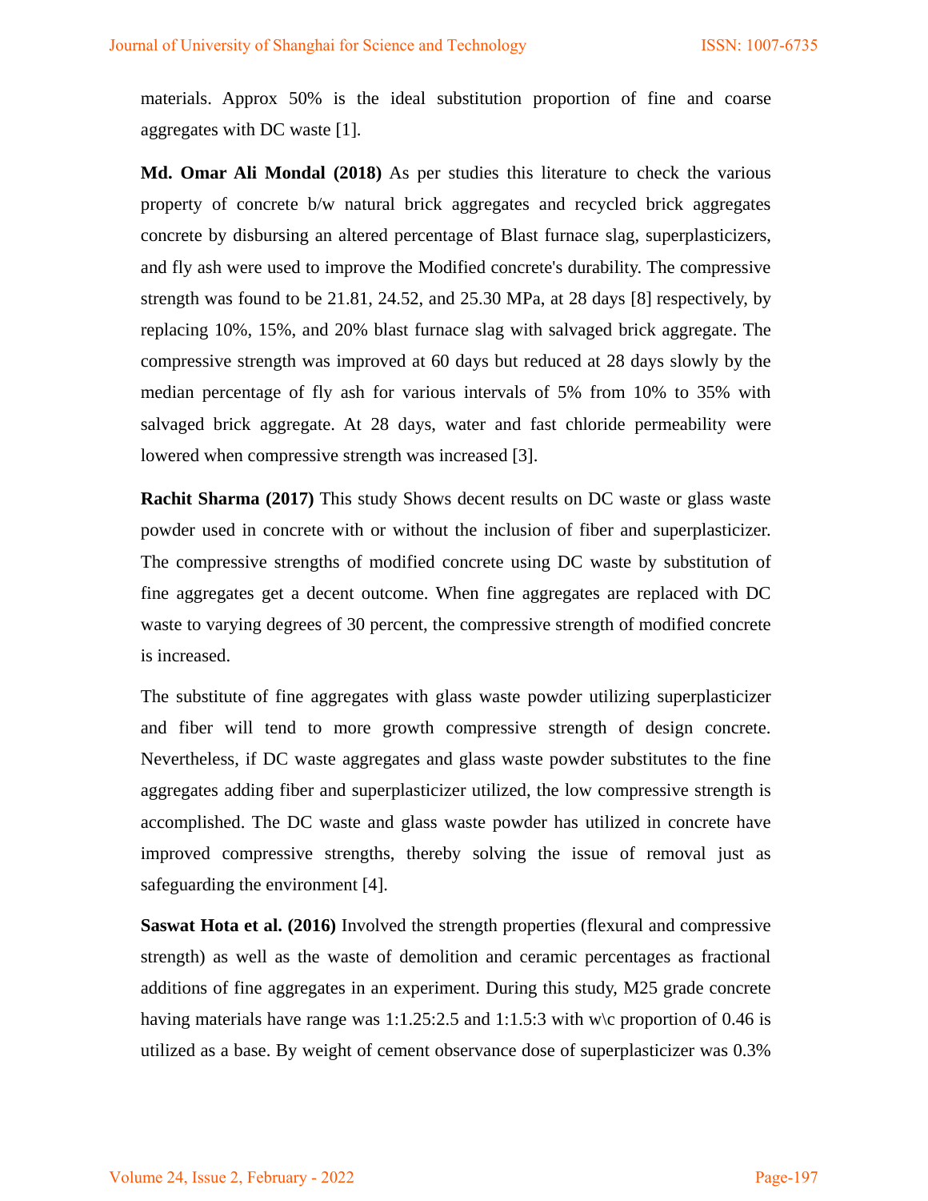materials. Approx 50% is the ideal substitution proportion of fine and coarse aggregates with DC waste [1].

**Md. Omar Ali Mondal (2018)** As per studies this literature to check the various property of concrete b/w natural brick aggregates and recycled brick aggregates concrete by disbursing an altered percentage of Blast furnace slag, superplasticizers, and fly ash were used to improve the Modified concrete's durability. The compressive strength was found to be 21.81, 24.52, and 25.30 MPa, at 28 days [8] respectively, by replacing 10%, 15%, and 20% blast furnace slag with salvaged brick aggregate. The compressive strength was improved at 60 days but reduced at 28 days slowly by the median percentage of fly ash for various intervals of 5% from 10% to 35% with salvaged brick aggregate. At 28 days, water and fast chloride permeability were lowered when compressive strength was increased [3].

**Rachit Sharma (2017)** This study Shows decent results on DC waste or glass waste powder used in concrete with or without the inclusion of fiber and superplasticizer. The compressive strengths of modified concrete using DC waste by substitution of fine aggregates get a decent outcome. When fine aggregates are replaced with DC waste to varying degrees of 30 percent, the compressive strength of modified concrete is increased.

The substitute of fine aggregates with glass waste powder utilizing superplasticizer and fiber will tend to more growth compressive strength of design concrete. Nevertheless, if DC waste aggregates and glass waste powder substitutes to the fine aggregates adding fiber and superplasticizer utilized, the low compressive strength is accomplished. The DC waste and glass waste powder has utilized in concrete have improved compressive strengths, thereby solving the issue of removal just as safeguarding the environment [4].

**Saswat Hota et al. (2016)** Involved the strength properties (flexural and compressive strength) as well as the waste of demolition and ceramic percentages as fractional additions of fine aggregates in an experiment. During this study, M25 grade concrete having materials have range was 1:1.25:2.5 and 1:1.5:3 with w\c proportion of 0.46 is utilized as a base. By weight of cement observance dose of superplasticizer was 0.3%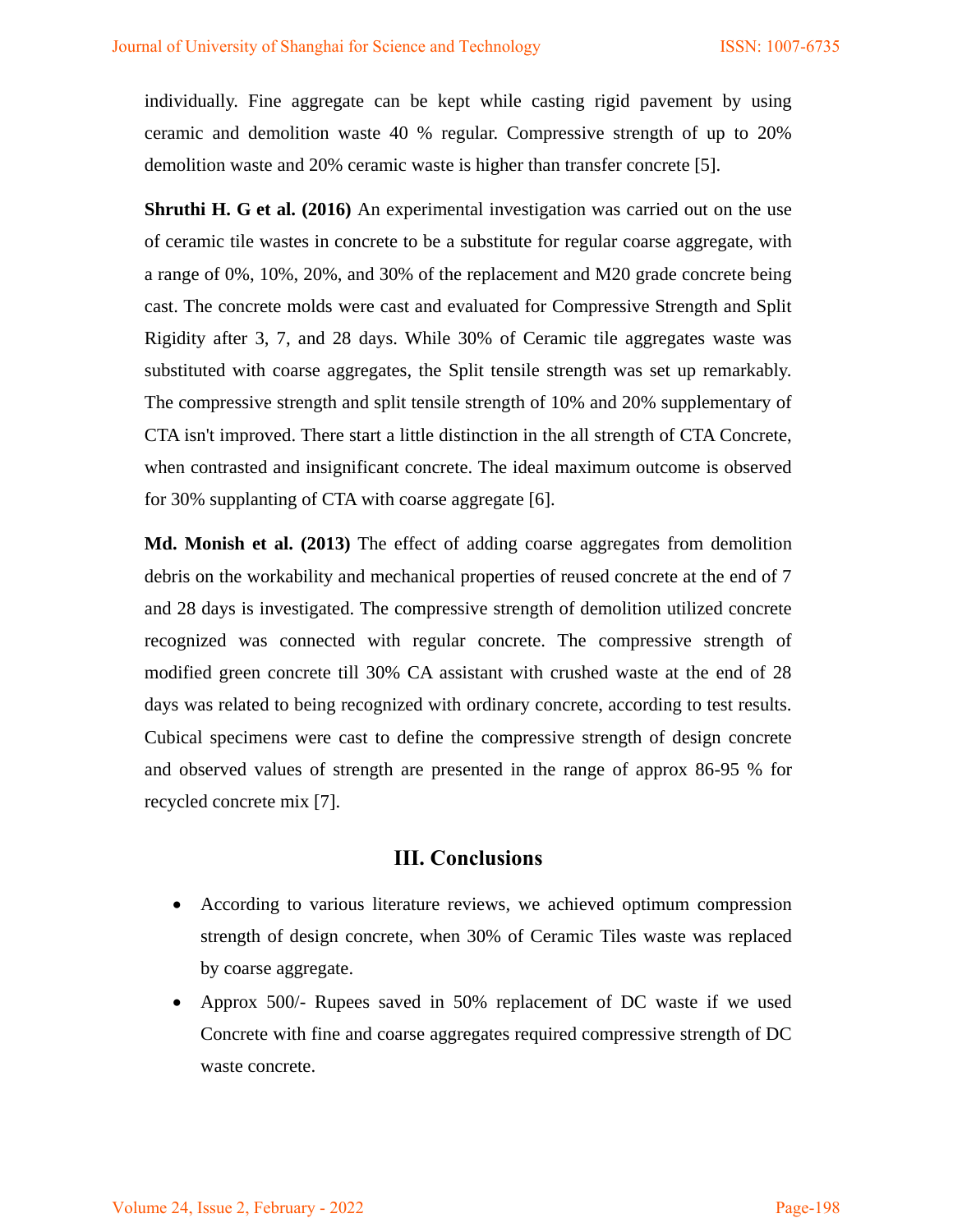individually. Fine aggregate can be kept while casting rigid pavement by using ceramic and demolition waste 40 % regular. Compressive strength of up to 20% demolition waste and 20% ceramic waste is higher than transfer concrete [5].

**Shruthi H. G et al. (2016)** An experimental investigation was carried out on the use of ceramic tile wastes in concrete to be a substitute for regular coarse aggregate, with a range of 0%, 10%, 20%, and 30% of the replacement and M20 grade concrete being cast. The concrete molds were cast and evaluated for Compressive Strength and Split Rigidity after 3, 7, and 28 days. While 30% of Ceramic tile aggregates waste was substituted with coarse aggregates, the Split tensile strength was set up remarkably. The compressive strength and split tensile strength of 10% and 20% supplementary of CTA isn't improved. There start a little distinction in the all strength of CTA Concrete, when contrasted and insignificant concrete. The ideal maximum outcome is observed for 30% supplanting of CTA with coarse aggregate [6].

**Md. Monish et al. (2013)** The effect of adding coarse aggregates from demolition debris on the workability and mechanical properties of reused concrete at the end of 7 and 28 days is investigated. The compressive strength of demolition utilized concrete recognized was connected with regular concrete. The compressive strength of modified green concrete till 30% CA assistant with crushed waste at the end of 28 days was related to being recognized with ordinary concrete, according to test results. Cubical specimens were cast to define the compressive strength of design concrete and observed values of strength are presented in the range of approx 86-95 % for recycled concrete mix [7].

## III. Conclusions

- According to various literature reviews, we achieved optimum compression strength of design concrete, when 30% of Ceramic Tiles waste was replaced by coarse aggregate.
- Approx 500/- Rupees saved in 50% replacement of DC waste if we used Concrete with fine and coarse aggregates required compressive strength of DC waste concrete.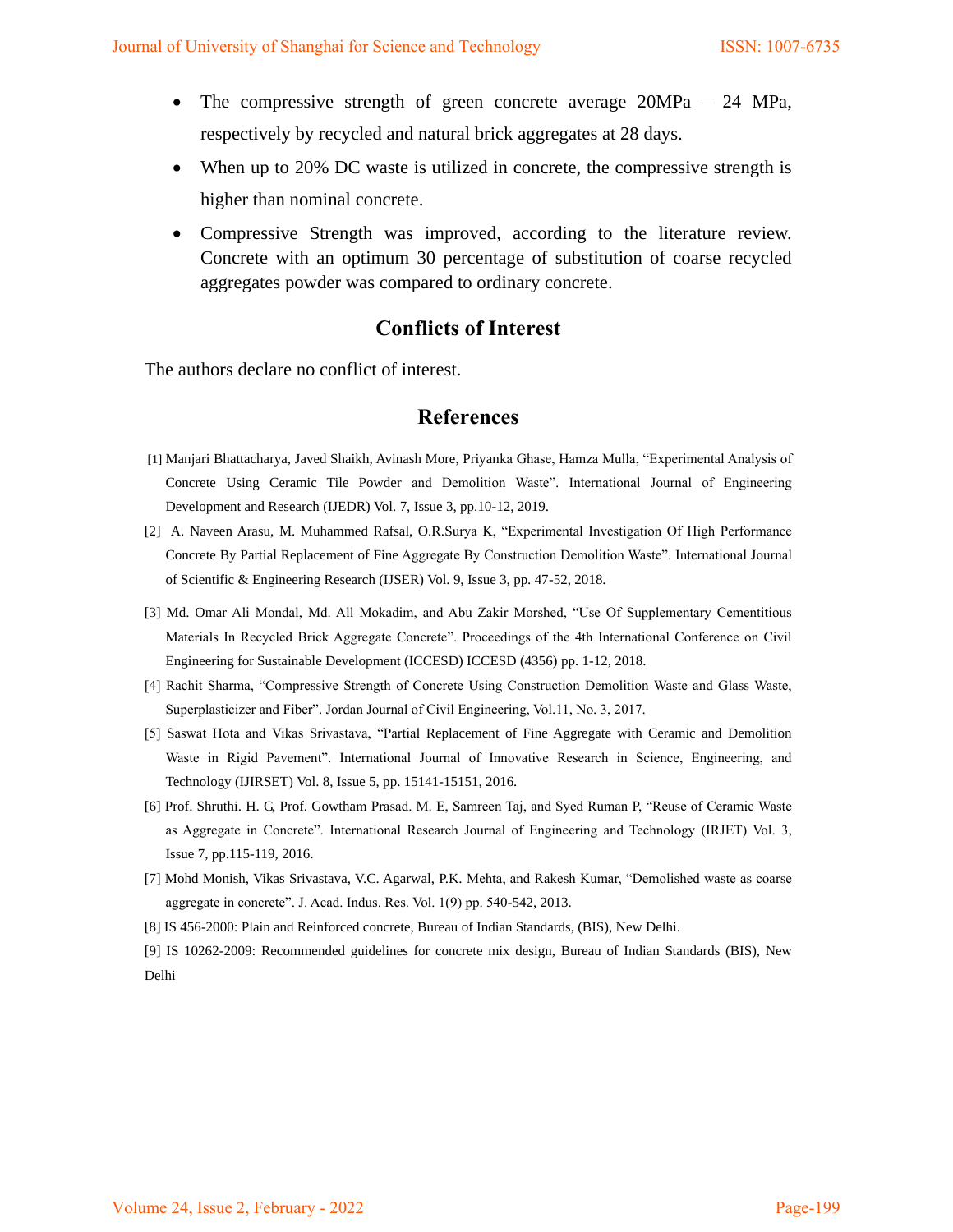- The compressive strength of green concrete average 20MPa – 24 MPa, respectively by recycled and natural brick aggregates at 28 days.
- When up to 20% DC waste is utilized in concrete, the compressive strength is higher than nominal concrete.
- Compressive Strength was improved, according to the literature review. Concrete with an optimum 30 percentage of substitution of coarse recycled aggregates powder was compared to ordinary concrete.

## Conflicts of Interest

The authors declare no conflict of interest.

## References

[1] Manjari Bhattacharya, Javed Shaikh, Avinash More, Priyanka Ghase, Hamza Mulla, "Experimental Analysis of Concrete Using Ceramic Tile Powder and Demolition Waste". International Journal of Engineering Development and Research (IJEDR) Vol. 7, Issue 3, pp.10-12, 2019.

[2] A. Naveen Arasu, M. Muhammed Rafsal, O.R.Surya K, "Experimental Investigation Of High Performance Concrete By Partial Replacement of Fine Aggregate By Construction Demolition Waste". International Journal of Scientific & Engineering Research (IJSER) Vol. 9, Issue 3, pp. 47-52, 2018.

[3] Md. Omar Ali Mondal, Md. All Mokadim, and Abu Zakir Morshed, "Use Of Supplementary Cementitious Materials In Recycled Brick Aggregate Concrete". Proceedings of the 4th International Conference on Civil Engineering for Sustainable Development (ICCESD) ICCESD (4356) pp. 1-12, 2018.

[4] Rachit Sharma, "Compressive Strength of Concrete Using Construction Demolition Waste and Glass Waste, Superplasticizer and Fiber". Jordan Journal of Civil Engineering, Vol.11, No. 3, 2017.

[5] Saswat Hota and Vikas Srivastava, "Partial Replacement of Fine Aggregate with Ceramic and Demolition Waste in Rigid Pavement". International Journal of Innovative Research in Science, Engineering, and Technology (IJIRSET) Vol. 8, Issue 5, pp. 15141-15151, 2016.

[6] Prof. Shruthi. H. G, Prof. Gowtham Prasad. M. E, Samreen Taj, and Syed Ruman P, "Reuse of Ceramic Waste as Aggregate in Concrete". International Research Journal of Engineering and Technology (IRJET) Vol. 3, Issue 7, pp.115-119, 2016.

[7] Mohd Monish, Vikas Srivastava, V.C. Agarwal, P.K. Mehta, and Rakesh Kumar, "Demolished waste as coarse aggregate in concrete". J. Acad. Indus. Res. Vol. 1(9) pp. 540-542, 2013.

[8] IS 456-2000: Plain and Reinforced concrete, Bureau of Indian Standards, (BIS), New Delhi.

[9] IS 10262-2009: Recommended guidelines for concrete mix design, Bureau of Indian Standards (BIS), New Delhi